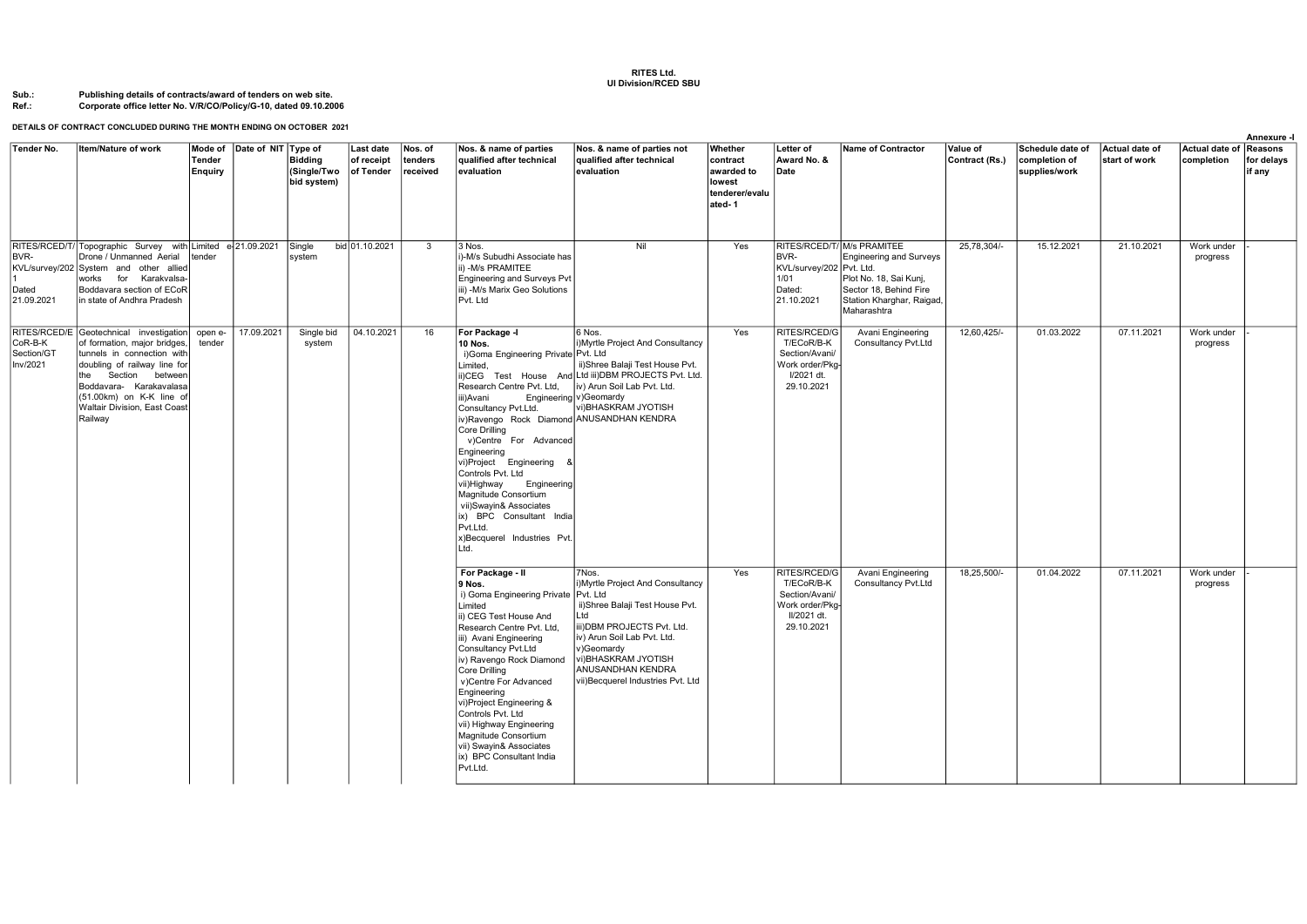**RITES Ltd.**
**UI Division/RCED SBU**

**Sub.:** **Publishing details of contracts/award of tenders on web site.**
**Ref.:** **Corporate office letter No. V/R/CO/Policy/G-10, dated 09.10.2006**

**DETAILS OF CONTRACT CONCLUDED DURING THE MONTH ENDING ON OCTOBER 2021**

**Annexure -I**

| Tender No. | Item/Nature of work | Mode of Tender Enquiry | Date of NIT | Type of Bidding (Single/Two bid system) | Last date of receipt of Tender | Nos. of tenders received | Nos. & name of parties qualified after technical evaluation | Nos. & name of parties not qualified after technical evaluation | Whether contract awarded to lowest tenderer/evaluated- 1 | Letter of Award No. & Date | Name of Contractor | Value of Contract (Rs.) | Schedule date of completion of supplies/work | Actual date of start of work | Actual date of completion | Reasons for delays if any |
|---|---|---|---|---|---|---|---|---|---|---|---|---|---|---|---|---|
| RITES/RCED/T/BVR-KVL/survey/2021 Dated 21.09.2021 | Topographic Survey with Drone / Unmanned Aerial System and other allied works for Karakvalsa-Boddavara section of ECoR in state of Andhra Pradesh | Limited e-tender | 21.09.2021 | Single bid system | 01.10.2021 | 3 | 3 Nos. i)-M/s Subudhi Associate has ii) -M/s PRAMITEE Engineering and Surveys Pvt Ltd iii) -M/s Marix Geo Solutions Pvt. Ltd | Nil | Yes | RITES/RCED/T/BVR-KVL/survey/2021/01 Dated: 21.10.2021 | M/s PRAMITEE Engineering and Surveys Pvt. Ltd. Plot No. 18, Sai Kunj, Sector 18, Behind Fire Station Kharghar, Raigad, Maharashtra | 25,78,304/- | 15.12.2021 | 21.10.2021 | Work under progress | - |
| RITES/RCED/ECoR-B-K Section/GT Inv/2021 | Geotechnical investigation of formation, major bridges, tunnels in connection with doubling of railway line for the Section between Boddavara- Karakavalasa (51.00km) on K-K line of Waltair Division, East Coast Railway | open e-tender | 17.09.2021 | Single bid system | 04.10.2021 | 16 | **For Package -I** **10 Nos.** i)Goma Engineering Private Limited, ii)CEG Test House And Research Centre Pvt. Ltd, iii)Avani Engineering Consultancy Pvt.Ltd. iv)Ravengo Rock Diamond Core Drilling v)Centre For Advanced Engineering vi)Project Engineering & Controls Pvt. Ltd vii)Highway Engineering Magnitude Consortium vii)Swayin& Associates ix) BPC Consultant India Pvt.Ltd. x)Becquerel Industries Pvt. Ltd. | 6 Nos. i)Myrtle Project And Consultancy Pvt. Ltd ii)Shree Balaji Test House Pvt. Ltd iii)DBM PROJECTS Pvt. Ltd. iv) Arun Soil Lab Pvt. Ltd. v)Geomardy vi)BHASKRAM JYOTISH ANUSANDHAN KENDRA | Yes | RITES/RCED/GT/ECoR/B-K Section/Avani/ Work order/Pkg-I/2021 dt. 29.10.2021 | Avani Engineering Consultancy Pvt.Ltd | 12,60,425/- | 01.03.2022 | 07.11.2021 | Work under progress | - |
| | | | | | | | **For Package - II** **9 Nos.** i) Goma Engineering Private Limited ii) CEG Test House And Research Centre Pvt. Ltd, iii) Avani Engineering Consultancy Pvt.Ltd iv) Ravengo Rock Diamond Core Drilling v)Centre For Advanced Engineering vi)Project Engineering & Controls Pvt. Ltd vii) Highway Engineering Magnitude Consortium vii) Swayin& Associates ix) BPC Consultant India Pvt.Ltd. | 7Nos. i)Myrtle Project And Consultancy Pvt. Ltd ii)Shree Balaji Test House Pvt. Ltd iii)DBM PROJECTS Pvt. Ltd. iv) Arun Soil Lab Pvt. Ltd. v)Geomardy vi)BHASKRAM JYOTISH ANUSANDHAN KENDRA vii)Becquerel Industries Pvt. Ltd | Yes | RITES/RCED/GT/ECoR/B-K Section/Avani/ Work order/Pkg-II/2021 dt. 29.10.2021 | Avani Engineering Consultancy Pvt.Ltd | 18,25,500/- | 01.04.2022 | 07.11.2021 | Work under progress | - |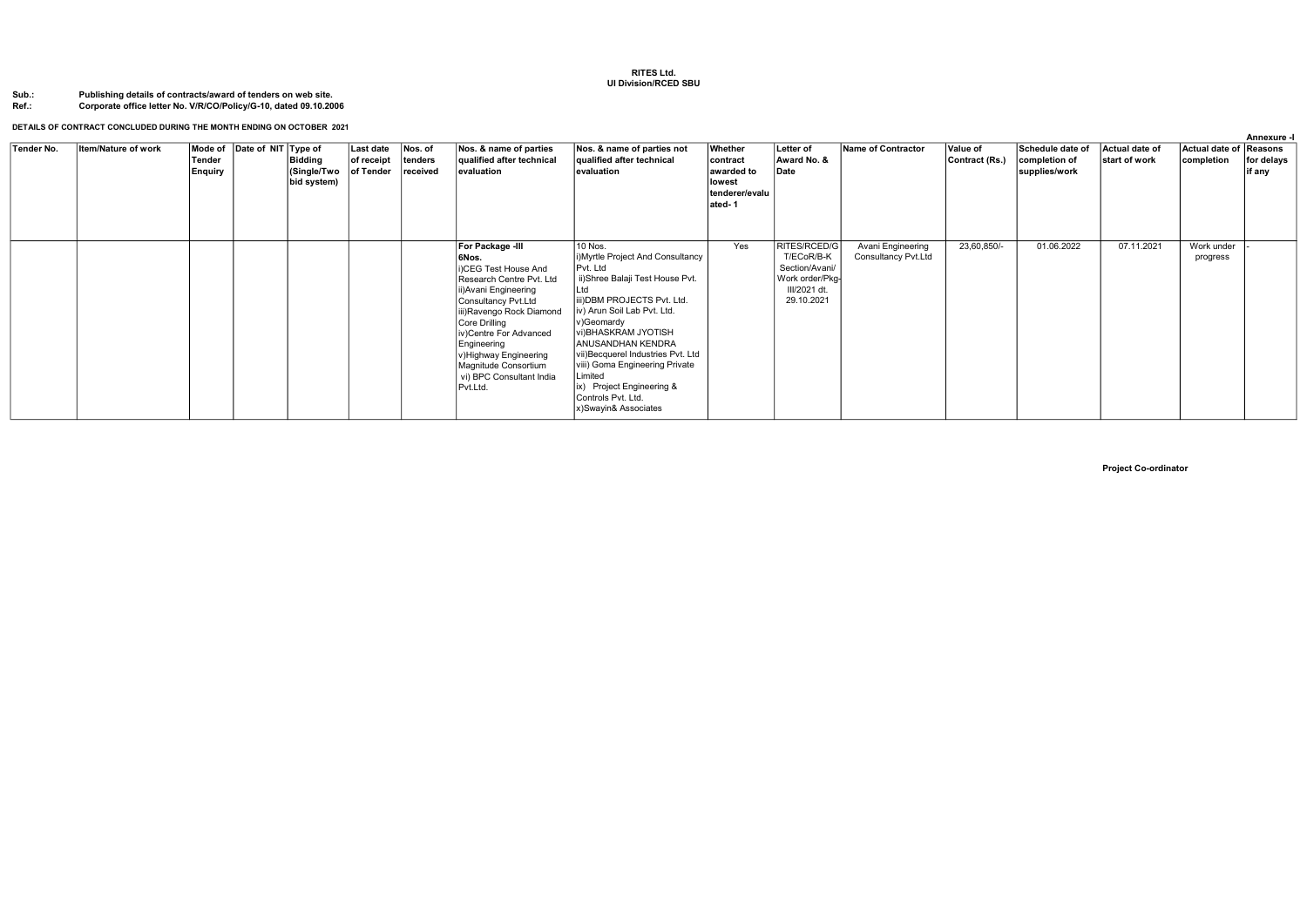**RITES Ltd.**
**UI Division/RCED SBU**

**Sub.:** Publishing details of contracts/award of tenders on web site.
**Ref.:** Corporate office letter No. V/R/CO/Policy/G-10, dated 09.10.2006

**DETAILS OF CONTRACT CONCLUDED DURING THE MONTH ENDING ON OCTOBER 2021**

**Annexure -I**

| Tender No. | Item/Nature of work | Mode of Tender Enquiry | Date of NIT | Type of Bidding (Single/Two bid system) | Last date of receipt of Tender | Nos. of tenders received | Nos. & name of parties qualified after technical evaluation | Nos. & name of parties not qualified after technical evaluation | Whether contract awarded to lowest tenderer/evaluated- 1 | Letter of Award No. & Date | Name of Contractor | Value of Contract (Rs.) | Schedule date of completion of supplies/work | Actual date of start of work | Actual date of completion | Reasons for delays if any |
|---|---|---|---|---|---|---|---|---|---|---|---|---|---|---|---|---|
| | | | | | | | **For Package -III** **6Nos.** i)CEG Test House And Research Centre Pvt. Ltd ii)Avani Engineering Consultancy Pvt.Ltd iii)Ravengo Rock Diamond Core Drilling iv)Centre For Advanced Engineering v)Highway Engineering Magnitude Consortium vi) BPC Consultant India Pvt.Ltd. | 10 Nos. i)Myrtle Project And Consultancy Pvt. Ltd ii)Shree Balaji Test House Pvt. Ltd iii)DBM PROJECTS Pvt. Ltd. iv) Arun Soil Lab Pvt. Ltd. v)Geomardy vi)BHASKRAM JYOTISH ANUSANDHAN KENDRA vii)Becquerel Industries Pvt. Ltd viii) Goma Engineering Private Limited ix) Project Engineering & Controls Pvt. Ltd. x)Swayin& Associates | Yes | RITES/RCED/GT/ECoR/B-K Section/Avani/ Work order/Pkg-III/2021 dt. 29.10.2021 | Avani Engineering Consultancy Pvt.Ltd | 23,60,850/- | 01.06.2022 | 07.11.2021 | Work under progress | - |

**Project Co-ordinator**